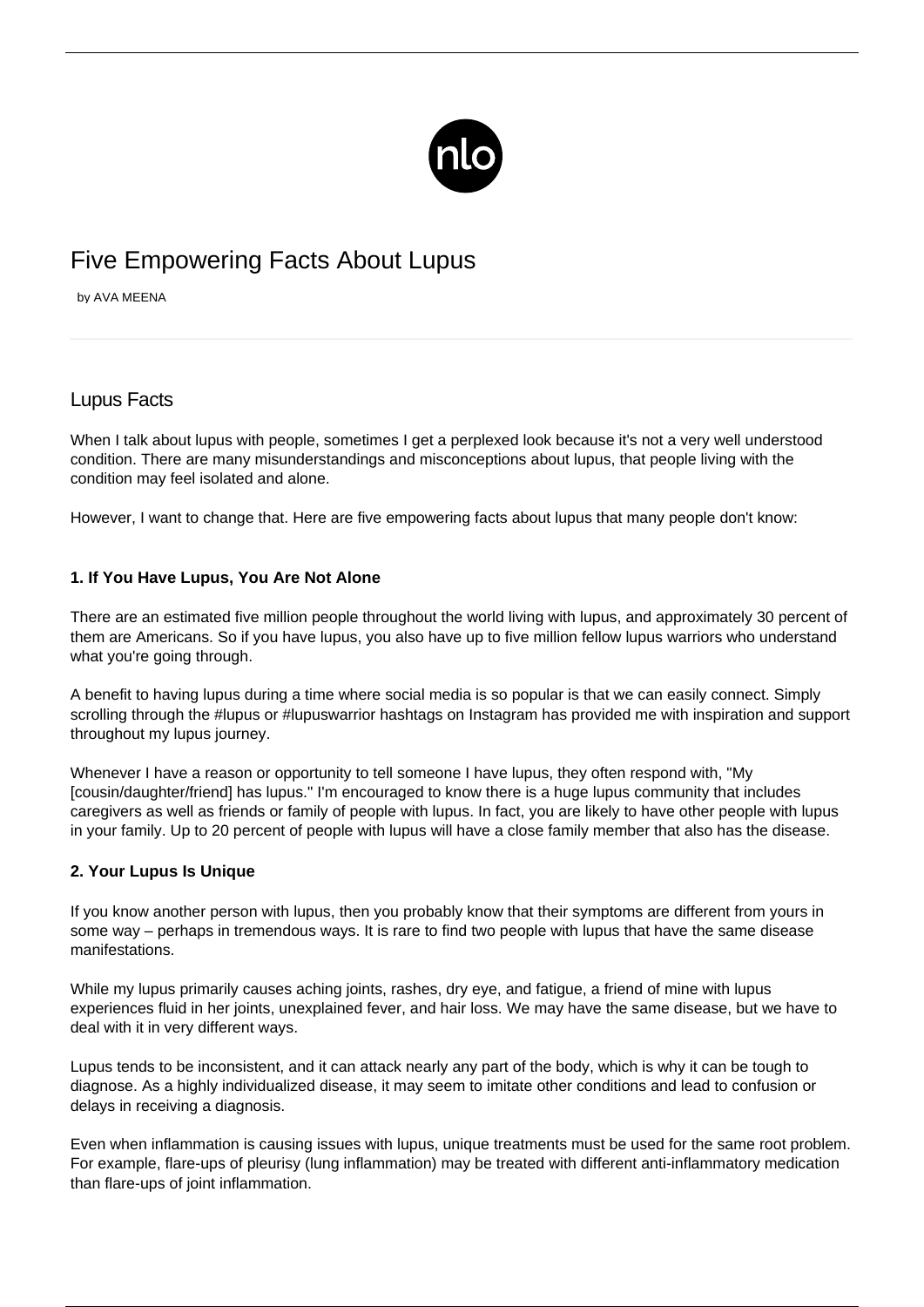# Five Empowering Facts About Lupus

by AVA MEENA

## Lupus Facts

When I talk about lupus with people, sometimes I get a perplexed look because it's not a very well understood condition. There are many misunderstandings and misconceptions about lupus, that people living with the condition may feel isolated and alone.

However, I want to change that. Here are five empowering facts about lupus that many people don't know:

### 1. If You Have Lupus, You Are Not Alone

There are an estimated five million people throughout the world living with lupus, and approximately 30 percent of them are Americans. So if you have lupus, you also have up to five million fellow lupus warriors who understand what you're going through.

A benefit to having lupus during a time where social media is so popular is that we can easily connect. Simply scrolling through the #lupus or #lupuswarrior hashtags on Instagram has provided me with inspiration and support throughout my lupus journey.

Whenever I have a reason or opportunity to tell someone I have lupus, they often respond with, "My [cousin/daughter/friend] has lupus." I'm encouraged to know there is a huge lupus community that includes caregivers as well as friends or family of people with lupus. In fact, you are likely to have other people with lupus in your family. Up to 20 percent of people with lupus will have a close family member that also has the disease.

### 2. Your Lupus Is Unique

If you know another person with lupus, then you probably know that their symptoms are different from yours in some way – perhaps in tremendous ways. It is rare to find two people with lupus that have the same disease manifestations.

While my lupus primarily causes aching joints, rashes, dry eye, and fatigue, a friend of mine with lupus experiences fluid in her joints, unexplained fever, and hair loss. We may have the same disease, but we have to deal with it in very different ways.

Lupus tends to be inconsistent, and it can attack nearly any part of the body, which is why it can be tough to diagnose. As a highly individualized disease, it may seem to imitate other conditions and lead to confusion or delays in receiving a diagnosis.

Even when inflammation is causing issues with lupus, unique treatments must be used for the same root problem. For example, flare-ups of pleurisy (lung inflammation) may be treated with different anti-inflammatory medication than flare-ups of joint inflammation.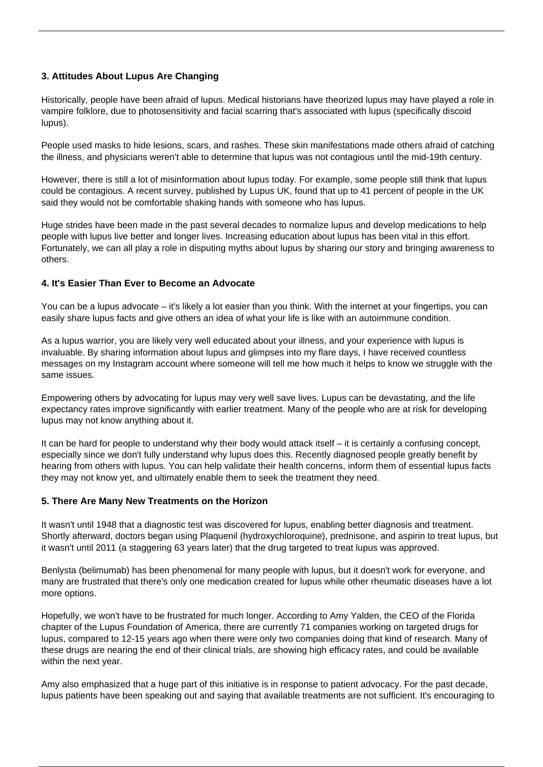### 3. Attitudes About Lupus Are Changing

Historically, people have been afraid of lupus. Medical historians have theorized lupus may have played a role in vampire folklore, due to photosensitivity and facial scarring that's associated with lupus (specifically discoid lupus).

People used masks to hide lesions, scars, and rashes. These skin manifestations made others afraid of catching the illness, and physicians weren't able to determine that lupus was not contagious until the mid-19th century.

However, there is still a lot of misinformation about lupus today. For example, some people still think that lupus could be contagious. A recent survey, published by Lupus UK, found that up to 41 percent of people in the UK said they would not be comfortable shaking hands with someone who has lupus.

Huge strides have been made in the past several decades to normalize lupus and develop medications to help people with lupus live better and longer lives. Increasing education about lupus has been vital in this effort. Fortunately, we can all play a role in disputing myths about lupus by sharing our story and bringing awareness to others.

### 4. It's Easier Than Ever to Become an Advocate

You can be a lupus advocate – it's likely a lot easier than you think. With the internet at your fingertips, you can easily share lupus facts and give others an idea of what your life is like with an autoimmune condition.

As a lupus warrior, you are likely very well educated about your illness, and your experience with lupus is invaluable. By sharing information about lupus and glimpses into my flare days, I have received countless messages on my Instagram account where someone will tell me how much it helps to know we struggle with the same issues.

Empowering others by advocating for lupus may very well save lives. Lupus can be devastating, and the life expectancy rates improve significantly with earlier treatment. Many of the people who are at risk for developing lupus may not know anything about it.

It can be hard for people to understand why their body would attack itself – it is certainly a confusing concept, especially since we don't fully understand why lupus does this. Recently diagnosed people greatly benefit by hearing from others with lupus. You can help validate their health concerns, inform them of essential lupus facts they may not know yet, and ultimately enable them to seek the treatment they need.

### 5. There Are Many New Treatments on the Horizon

It wasn't until 1948 that a diagnostic test was discovered for lupus, enabling better diagnosis and treatment. Shortly afterward, doctors began using Plaquenil (hydroxychloroquine), prednisone, and aspirin to treat lupus, but it wasn't until 2011 (a staggering 63 years later) that the drug targeted to treat lupus was approved.

Benlysta (belimumab) has been phenomenal for many people with lupus, but it doesn't work for everyone, and many are frustrated that there's only one medication created for lupus while other rheumatic diseases have a lot more options.

Hopefully, we won't have to be frustrated for much longer. According to Amy Yalden, the CEO of the Florida chapter of the Lupus Foundation of America, there are currently 71 companies working on targeted drugs for lupus, compared to 12-15 years ago when there were only two companies doing that kind of research. Many of these drugs are nearing the end of their clinical trials, are showing high efficacy rates, and could be available within the next year.

Amy also emphasized that a huge part of this initiative is in response to patient advocacy. For the past decade, lupus patients have been speaking out and saying that available treatments are not sufficient. It's encouraging to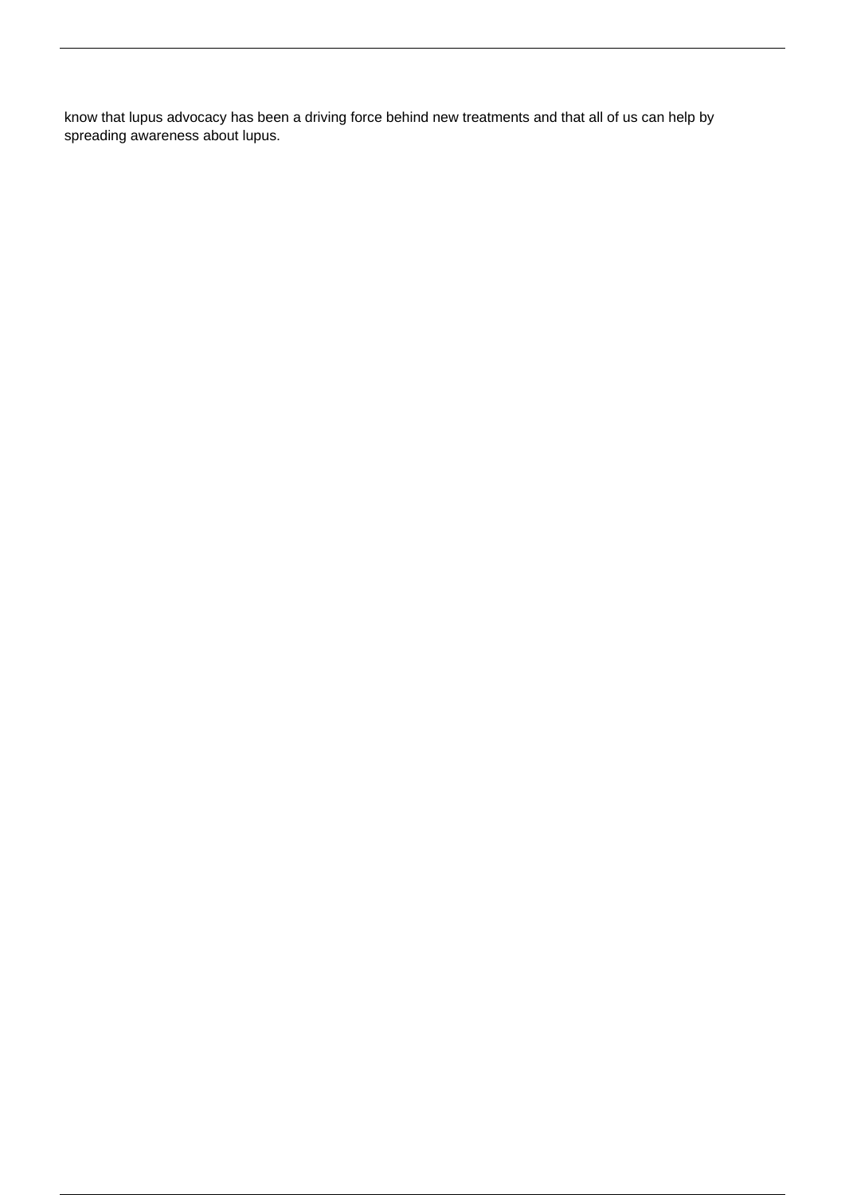know that lupus advocacy has been a driving force behind new treatments and that all of us can help by spreading awareness about lupus.